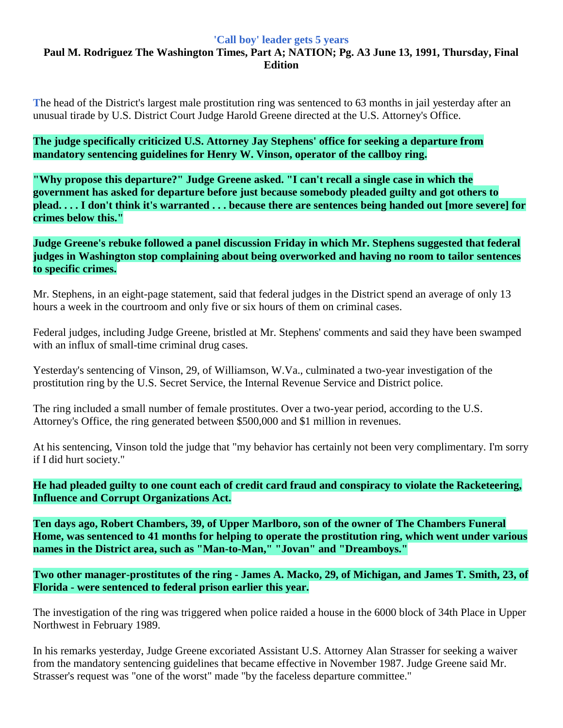# 'Call boy' leader gets 5 years

**Paul M. Rodriguez The Washington Times, Part A; NATION; Pg. A3 June 13, 1991, Thursday, Final Edition**

The head of the District's largest male prostitution ring was sentenced to 63 months in jail yesterday after an unusual tirade by U.S. District Court Judge Harold Greene directed at the U.S. Attorney's Office.

**The judge specifically criticized U.S. Attorney Jay Stephens' office for seeking a departure from mandatory sentencing guidelines for Henry W. Vinson, operator of the callboy ring.**

**"Why propose this departure?" Judge Greene asked. "I can't recall a single case in which the government has asked for departure before just because somebody pleaded guilty and got others to plead. . . . I don't think it's warranted . . . because there are sentences being handed out [more severe] for crimes below this."**

**Judge Greene's rebuke followed a panel discussion Friday in which Mr. Stephens suggested that federal judges in Washington stop complaining about being overworked and having no room to tailor sentences to specific crimes.**

Mr. Stephens, in an eight-page statement, said that federal judges in the District spend an average of only 13 hours a week in the courtroom and only five or six hours of them on criminal cases.

Federal judges, including Judge Greene, bristled at Mr. Stephens' comments and said they have been swamped with an influx of small-time criminal drug cases.

Yesterday's sentencing of Vinson, 29, of Williamson, W.Va., culminated a two-year investigation of the prostitution ring by the U.S. Secret Service, the Internal Revenue Service and District police.

The ring included a small number of female prostitutes. Over a two-year period, according to the U.S. Attorney's Office, the ring generated between $500,000 and $1 million in revenues.

At his sentencing, Vinson told the judge that "my behavior has certainly not been very complimentary. I'm sorry if I did hurt society."

**He had pleaded guilty to one count each of credit card fraud and conspiracy to violate the Racketeering, Influence and Corrupt Organizations Act.**

**Ten days ago, Robert Chambers, 39, of Upper Marlboro, son of the owner of The Chambers Funeral Home, was sentenced to 41 months for helping to operate the prostitution ring, which went under various names in the District area, such as "Man-to-Man," "Jovan" and "Dreamboys."**

**Two other manager-prostitutes of the ring - James A. Macko, 29, of Michigan, and James T. Smith, 23, of Florida - were sentenced to federal prison earlier this year.**

The investigation of the ring was triggered when police raided a house in the 6000 block of 34th Place in Upper Northwest in February 1989.

In his remarks yesterday, Judge Greene excoriated Assistant U.S. Attorney Alan Strasser for seeking a waiver from the mandatory sentencing guidelines that became effective in November 1987. Judge Greene said Mr. Strasser's request was "one of the worst" made "by the faceless departure committee."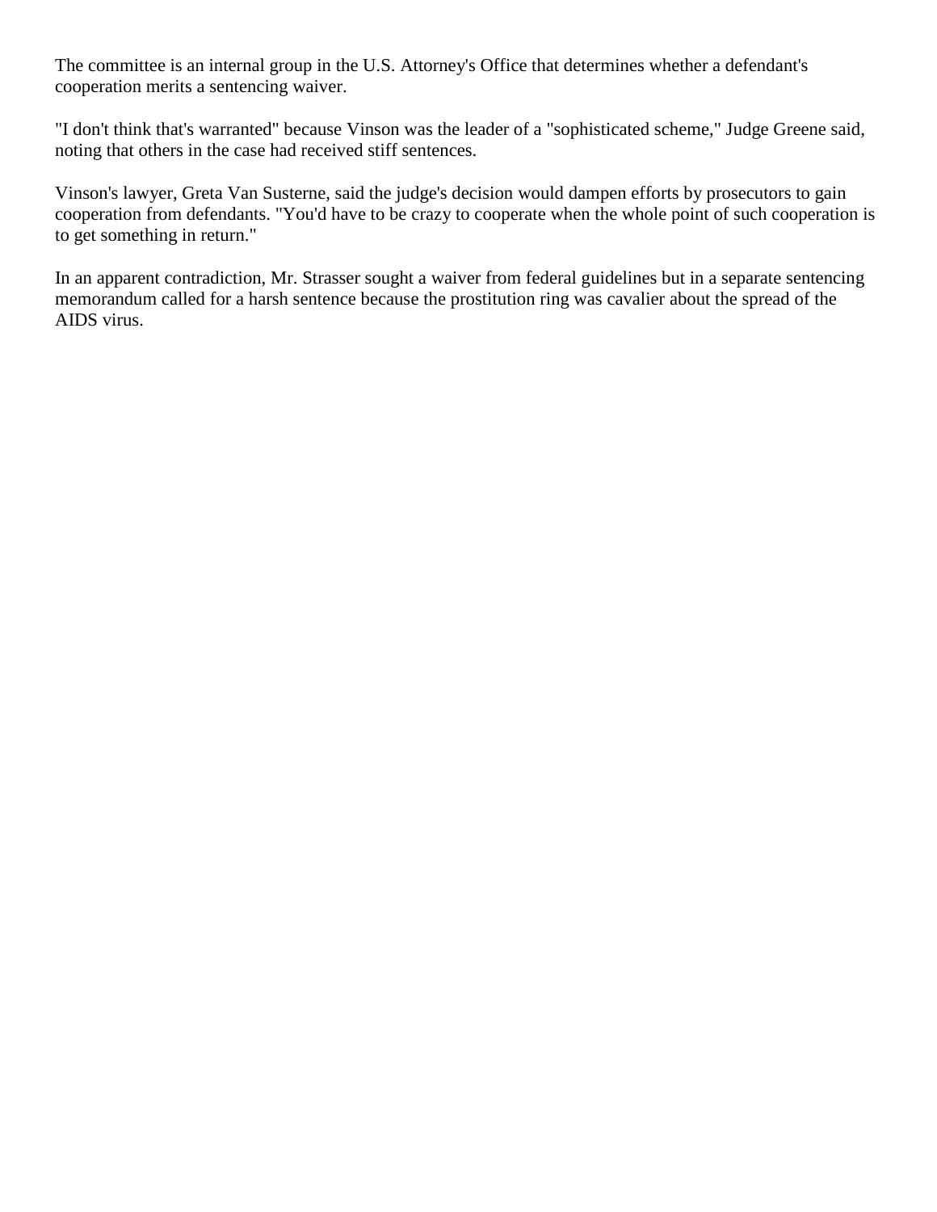The committee is an internal group in the U.S. Attorney's Office that determines whether a defendant's cooperation merits a sentencing waiver.

"I don't think that's warranted" because Vinson was the leader of a "sophisticated scheme," Judge Greene said, noting that others in the case had received stiff sentences.

Vinson's lawyer, Greta Van Susterne, said the judge's decision would dampen efforts by prosecutors to gain cooperation from defendants. "You'd have to be crazy to cooperate when the whole point of such cooperation is to get something in return."

In an apparent contradiction, Mr. Strasser sought a waiver from federal guidelines but in a separate sentencing memorandum called for a harsh sentence because the prostitution ring was cavalier about the spread of the AIDS virus.